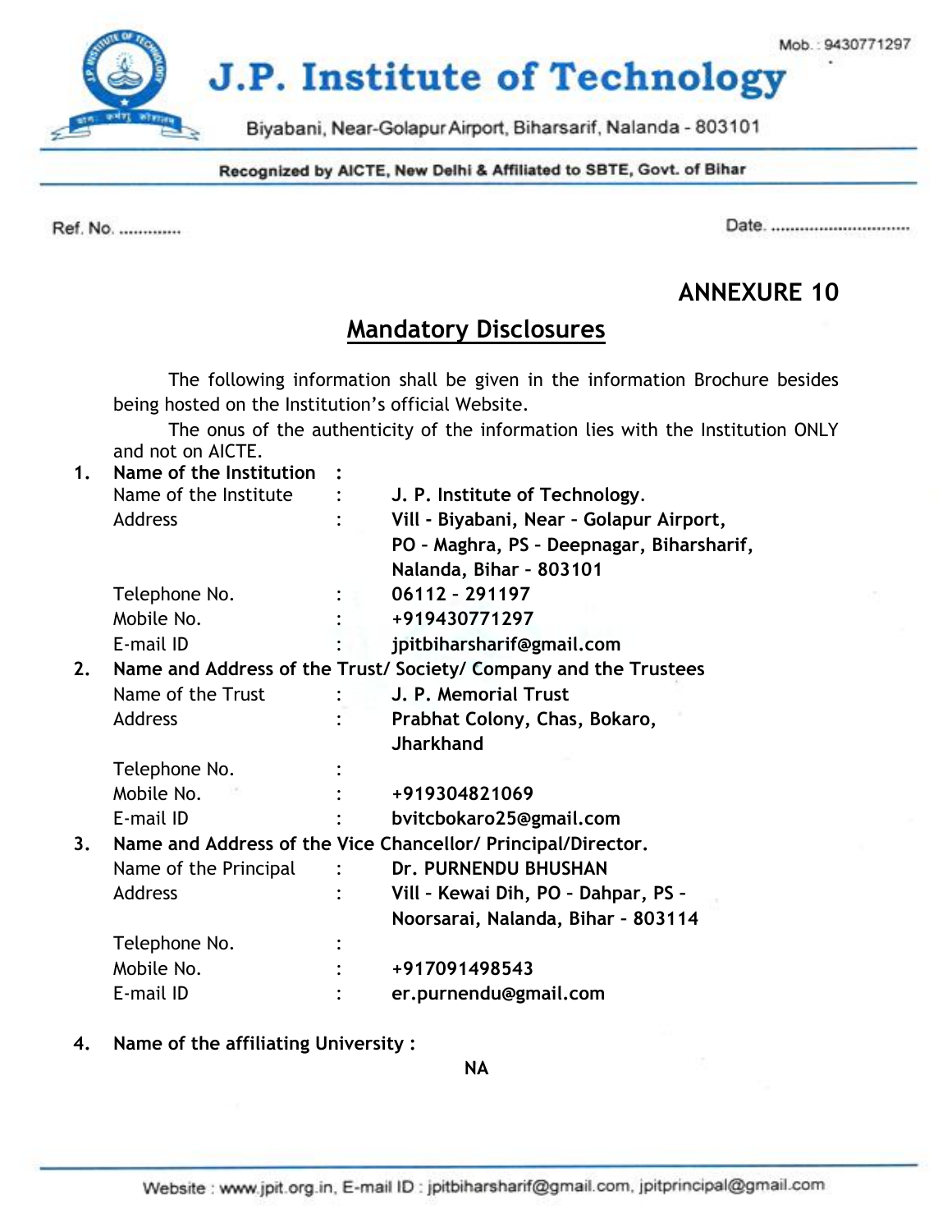# J.P. Institute of Technology

Mob.: 9430771297

Biyabani, Near-Golapur Airport, Biharsarif, Nalanda - 803101

**Recognized by AICTE, New Delhi & Affiliated to SBTE, Govt. of Bihar**

Ref. No. .............

Date. ..............................

## ANNEXURE 10

## Mandatory Disclosures

The following information shall be given in the information Brochure besides being hosted on the Institution's official Website.

The onus of the authenticity of the information lies with the Institution ONLY and not on AICTE.

**1. Name of the Institution :**

| | | |
|---|---|---|
| Name of the Institute | : | **J. P. Institute of Technology.** |
| Address | : | **Vill - Biyabani, Near - Golapur Airport, PO - Maghra, PS - Deepnagar, Biharsharif, Nalanda, Bihar - 803101** |
| Telephone No. | : | **06112 - 291197** |
| Mobile No. | : | **+919430771297** |
| E-mail ID | : | **jpitbiharsharif@gmail.com** |

**2. Name and Address of the Trust/ Society/ Company and the Trustees**

| | | |
|---|---|---|
| Name of the Trust | : | **J. P. Memorial Trust** |
| Address | : | **Prabhat Colony, Chas, Bokaro, Jharkhand** |
| Telephone No. | : | |
| Mobile No. | : | **+919304821069** |
| E-mail ID | : | **bvitcbokaro25@gmail.com** |

**3. Name and Address of the Vice Chancellor/ Principal/Director.**

| | | |
|---|---|---|
| Name of the Principal | : | **Dr. PURNENDU BHUSHAN** |
| Address | : | **Vill - Kewai Dih, PO - Dahpar, PS - Noorsarai, Nalanda, Bihar - 803114** |
| Telephone No. | : | |
| Mobile No. | : | **+917091498543** |
| E-mail ID | : | **er.purnendu@gmail.com** |

**4. Name of the affiliating University :**

**NA**

Website : www.jpit.org.in, E-mail ID : jpitbiharsharif@gmail.com, jpitprincipal@gmail.com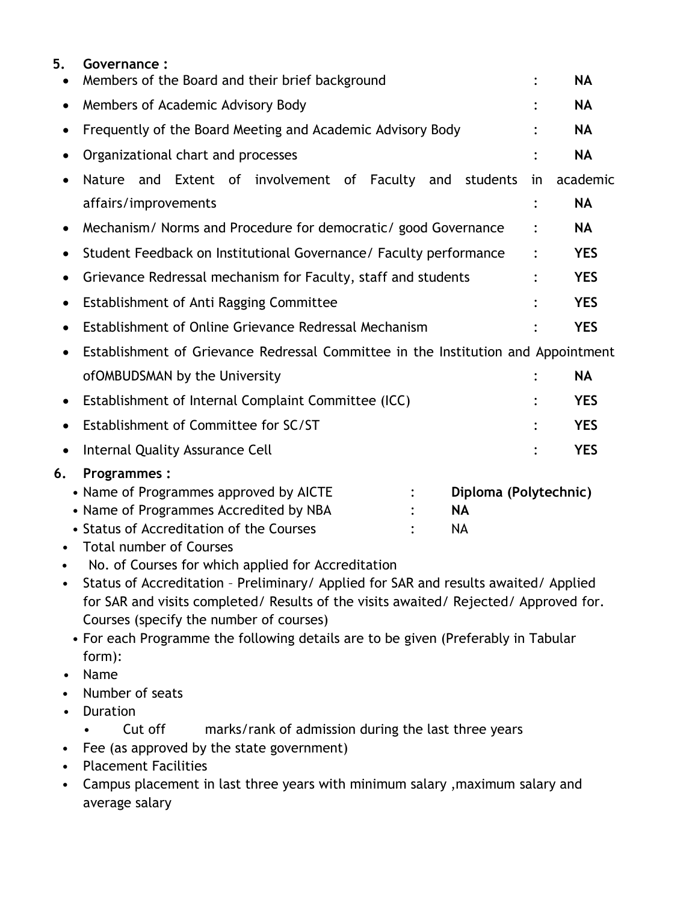**5. Governance :**

- Members of the Board and their brief background : **NA**
- Members of Academic Advisory Body : **NA**
- Frequently of the Board Meeting and Academic Advisory Body : **NA**
- Organizational chart and processes : **NA**
- Nature and Extent of involvement of Faculty and students in academic affairs/improvements : **NA**
- Mechanism/ Norms and Procedure for democratic/ good Governance : **NA**
- Student Feedback on Institutional Governance/ Faculty performance : **YES**
- Grievance Redressal mechanism for Faculty, staff and students : **YES**
- Establishment of Anti Ragging Committee : **YES**
- Establishment of Online Grievance Redressal Mechanism : **YES**
- Establishment of Grievance Redressal Committee in the Institution and Appointment ofOMBUDSMAN by the University : **NA**
- Establishment of Internal Complaint Committee (ICC) : **YES**
- Establishment of Committee for SC/ST : **YES**
- Internal Quality Assurance Cell : **YES**

**6. Programmes :**

- Name of Programmes approved by AICTE : **Diploma (Polytechnic)**
- Name of Programmes Accredited by NBA : **NA**
- Status of Accreditation of the Courses : NA
- Total number of Courses
- No. of Courses for which applied for Accreditation
- Status of Accreditation – Preliminary/ Applied for SAR and results awaited/ Applied for SAR and visits completed/ Results of the visits awaited/ Rejected/ Approved for. Courses (specify the number of courses)
- For each Programme the following details are to be given (Preferably in Tabular form):
- Name
- Number of seats
- Duration
  - Cut off marks/rank of admission during the last three years
- Fee (as approved by the state government)
- Placement Facilities
- Campus placement in last three years with minimum salary ,maximum salary and average salary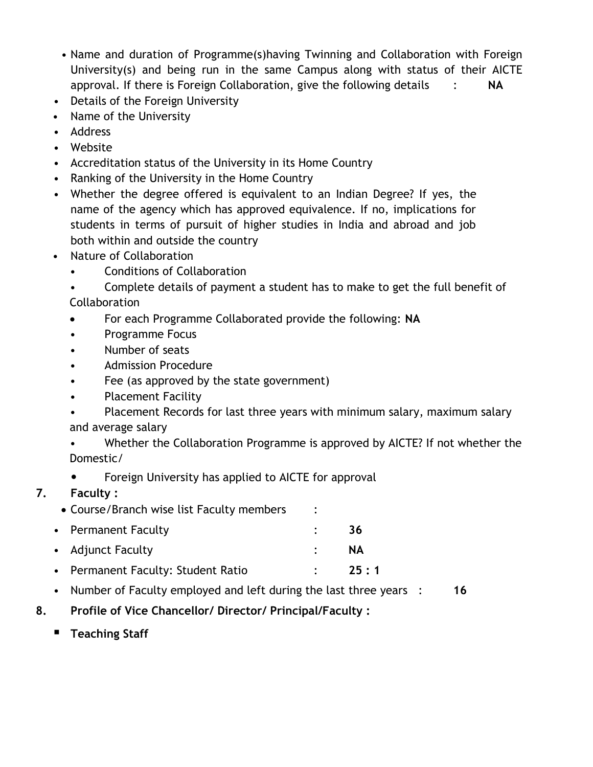- Name and duration of Programme(s)having Twinning and Collaboration with Foreign University(s) and being run in the same Campus along with status of their AICTE approval. If there is Foreign Collaboration, give the following details : **NA**
- Details of the Foreign University
- Name of the University
- Address
- Website
- Accreditation status of the University in its Home Country
- Ranking of the University in the Home Country
- Whether the degree offered is equivalent to an Indian Degree? If yes, the name of the agency which has approved equivalence. If no, implications for students in terms of pursuit of higher studies in India and abroad and job both within and outside the country
- Nature of Collaboration
  - Conditions of Collaboration
  - Complete details of payment a student has to make to get the full benefit of Collaboration
  - For each Programme Collaborated provide the following: **NA**
  - Programme Focus
  - Number of seats
  - Admission Procedure
  - Fee (as approved by the state government)
  - Placement Facility
  - Placement Records for last three years with minimum salary, maximum salary and average salary
  - Whether the Collaboration Programme is approved by AICTE? If not whether the Domestic/
  - Foreign University has applied to AICTE for approval

**7. Faculty :**

- Course/Branch wise list Faculty members :
- Permanent Faculty : **36**
- Adjunct Faculty : **NA**
- Permanent Faculty: Student Ratio : **25 : 1**
- Number of Faculty employed and left during the last three years : **16**

**8. Profile of Vice Chancellor/ Director/ Principal/Faculty :**

- **Teaching Staff**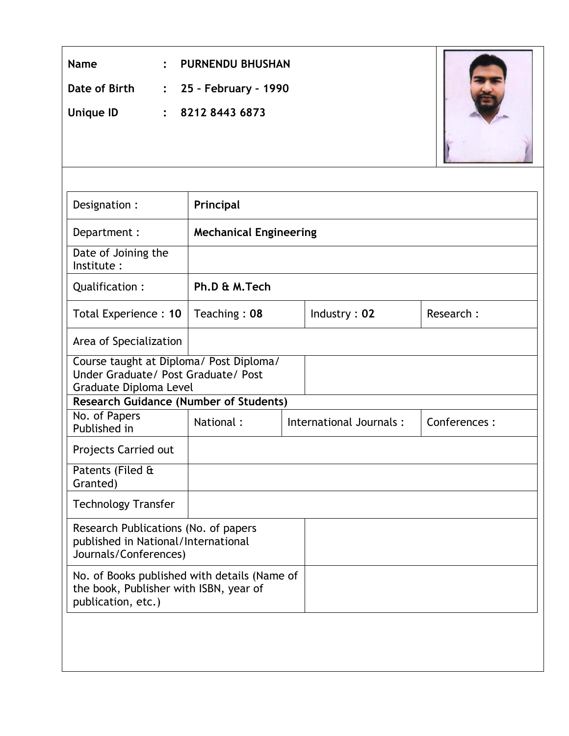**Name** : **PURNENDU BHUSHAN**

**Date of Birth** : **25 – February – 1990**

**Unique ID** : **8212 8443 6873**

| | | | |
|---|---|---|---|
| Designation : | **Principal** | | |
| Department : | **Mechanical Engineering** | | |
| Date of Joining the Institute : | | | |
| Qualification : | **Ph.D & M.Tech** | | |
| Total Experience : **10** | Teaching : **08** | Industry : **02** | Research : |
| Area of Specialization | | | |
| Course taught at Diploma/ Post Diploma/ Under Graduate/ Post Graduate/ Post Graduate Diploma Level | | | |
| **Research Guidance (Number of Students)** | | | |
| No. of Papers Published in | National : | International Journals : | Conferences : |
| Projects Carried out | | | |
| Patents (Filed & Granted) | | | |
| Technology Transfer | | | |
| Research Publications (No. of papers published in National/International Journals/Conferences) | | | |
| No. of Books published with details (Name of the book, Publisher with ISBN, year of publication, etc.) | | | |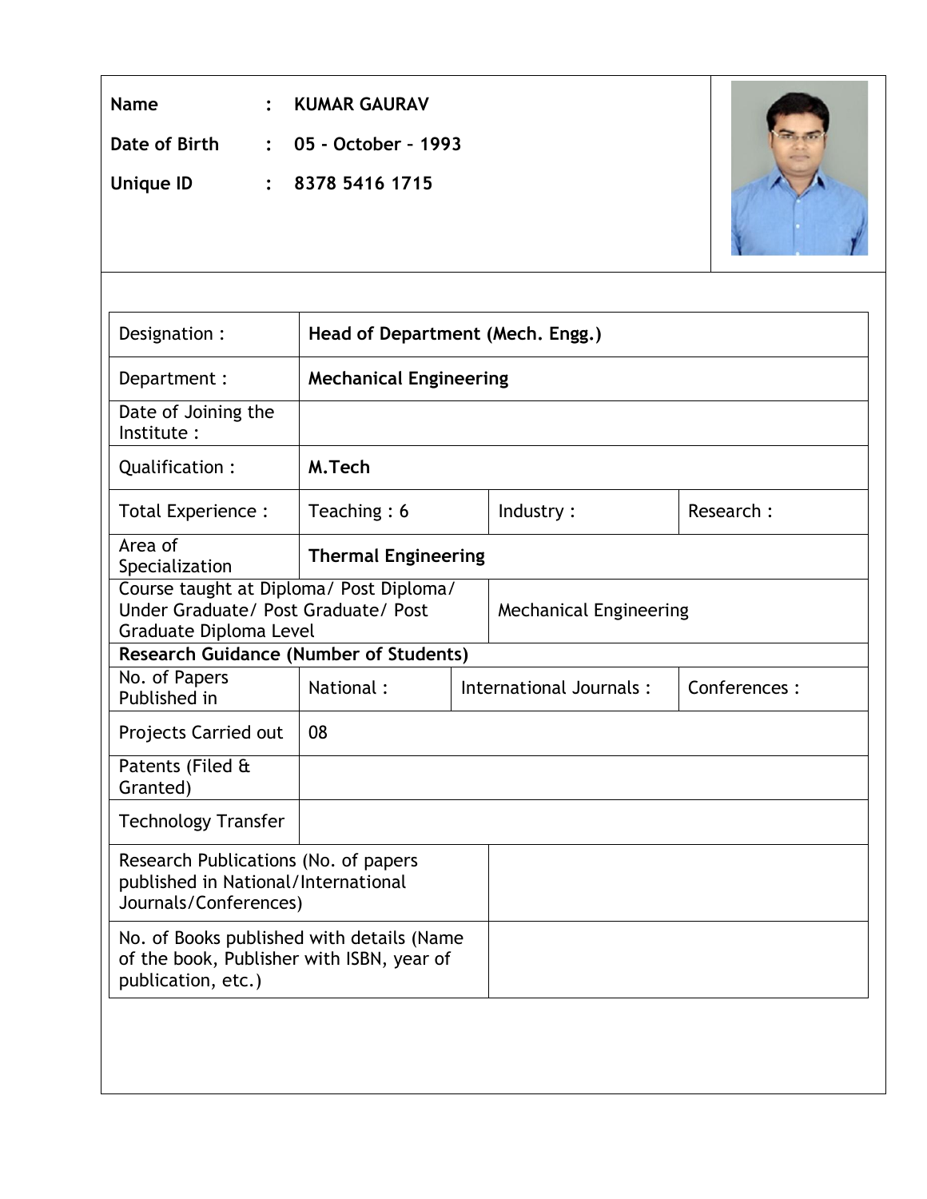**Name** : **KUMAR GAURAV**

**Date of Birth** : **05 - October – 1993**

**Unique ID** : **8378 5416 1715**

| Designation : | **Head of Department (Mech. Engg.)** | | |
|---|---|---|---|
| Department : | **Mechanical Engineering** | | |
| Date of Joining the Institute : | | | |
| Qualification : | **M.Tech** | | |
| Total Experience : | Teaching : 6 | Industry : | Research : |
| Area of Specialization | **Thermal Engineering** | | |
| Course taught at Diploma/ Post Diploma/ Under Graduate/ Post Graduate/ Post Graduate Diploma Level | | Mechanical Engineering | |
| **Research Guidance (Number of Students)** | | | |
| No. of Papers Published in | National : | International Journals : | Conferences : |
| Projects Carried out | 08 | | |
| Patents (Filed & Granted) | | | |
| Technology Transfer | | | |
| Research Publications (No. of papers published in National/International Journals/Conferences) | | | |
| No. of Books published with details (Name of the book, Publisher with ISBN, year of publication, etc.) | | | |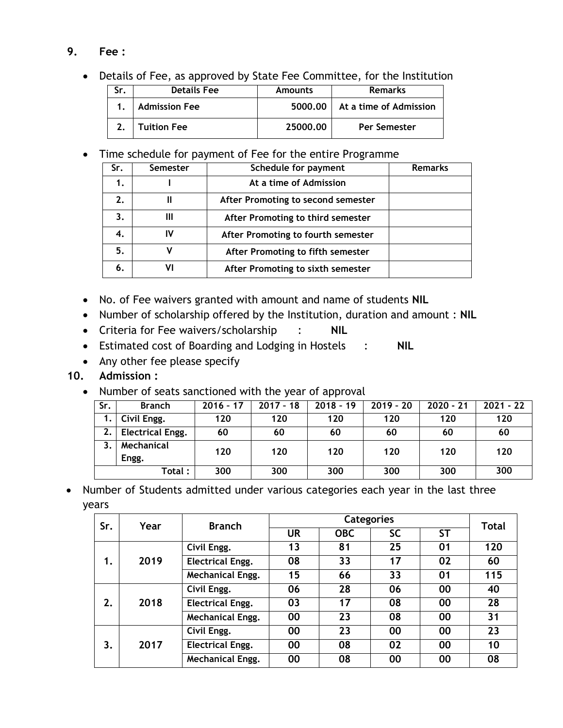## 9. Fee :

- Details of Fee, as approved by State Fee Committee, for the Institution

| Sr. | Details Fee | Amounts | Remarks |
|---|---|---|---|
| 1. | Admission Fee | 5000.00 | At a time of Admission |
| 2. | Tuition Fee | 25000.00 | Per Semester |

- Time schedule for payment of Fee for the entire Programme

| Sr. | Semester | Schedule for payment | Remarks |
|---|---|---|---|
| 1. | I | At a time of Admission | |
| 2. | II | After Promoting to second semester | |
| 3. | III | After Promoting to third semester | |
| 4. | IV | After Promoting to fourth semester | |
| 5. | V | After Promoting to fifth semester | |
| 6. | VI | After Promoting to sixth semester | |

- No. of Fee waivers granted with amount and name of students **NIL**
- Number of scholarship offered by the Institution, duration and amount : **NIL**
- Criteria for Fee waivers/scholarship : **NIL**
- Estimated cost of Boarding and Lodging in Hostels : **NIL**
- Any other fee please specify

## 10. Admission :

- Number of seats sanctioned with the year of approval

| Sr. | Branch | 2016 - 17 | 2017 - 18 | 2018 - 19 | 2019 - 20 | 2020 - 21 | 2021 - 22 |
|---|---|---|---|---|---|---|---|
| 1. | Civil Engg. | 120 | 120 | 120 | 120 | 120 | 120 |
| 2. | Electrical Engg. | 60 | 60 | 60 | 60 | 60 | 60 |
| 3. | Mechanical Engg. | 120 | 120 | 120 | 120 | 120 | 120 |
| | Total : | 300 | 300 | 300 | 300 | 300 | 300 |

- Number of Students admitted under various categories each year in the last three years

| Sr. | Year | Branch | Categories | | | | Total |
|---|---|---|---|---|---|---|---|
| | | | UR | OBC | SC | ST | |
| 1. | 2019 | Civil Engg. | 13 | 81 | 25 | 01 | 120 |
| | | Electrical Engg. | 08 | 33 | 17 | 02 | 60 |
| | | Mechanical Engg. | 15 | 66 | 33 | 01 | 115 |
| 2. | 2018 | Civil Engg. | 06 | 28 | 06 | 00 | 40 |
| | | Electrical Engg. | 03 | 17 | 08 | 00 | 28 |
| | | Mechanical Engg. | 00 | 23 | 08 | 00 | 31 |
| 3. | 2017 | Civil Engg. | 00 | 23 | 00 | 00 | 23 |
| | | Electrical Engg. | 00 | 08 | 02 | 00 | 10 |
| | | Mechanical Engg. | 00 | 08 | 00 | 00 | 08 |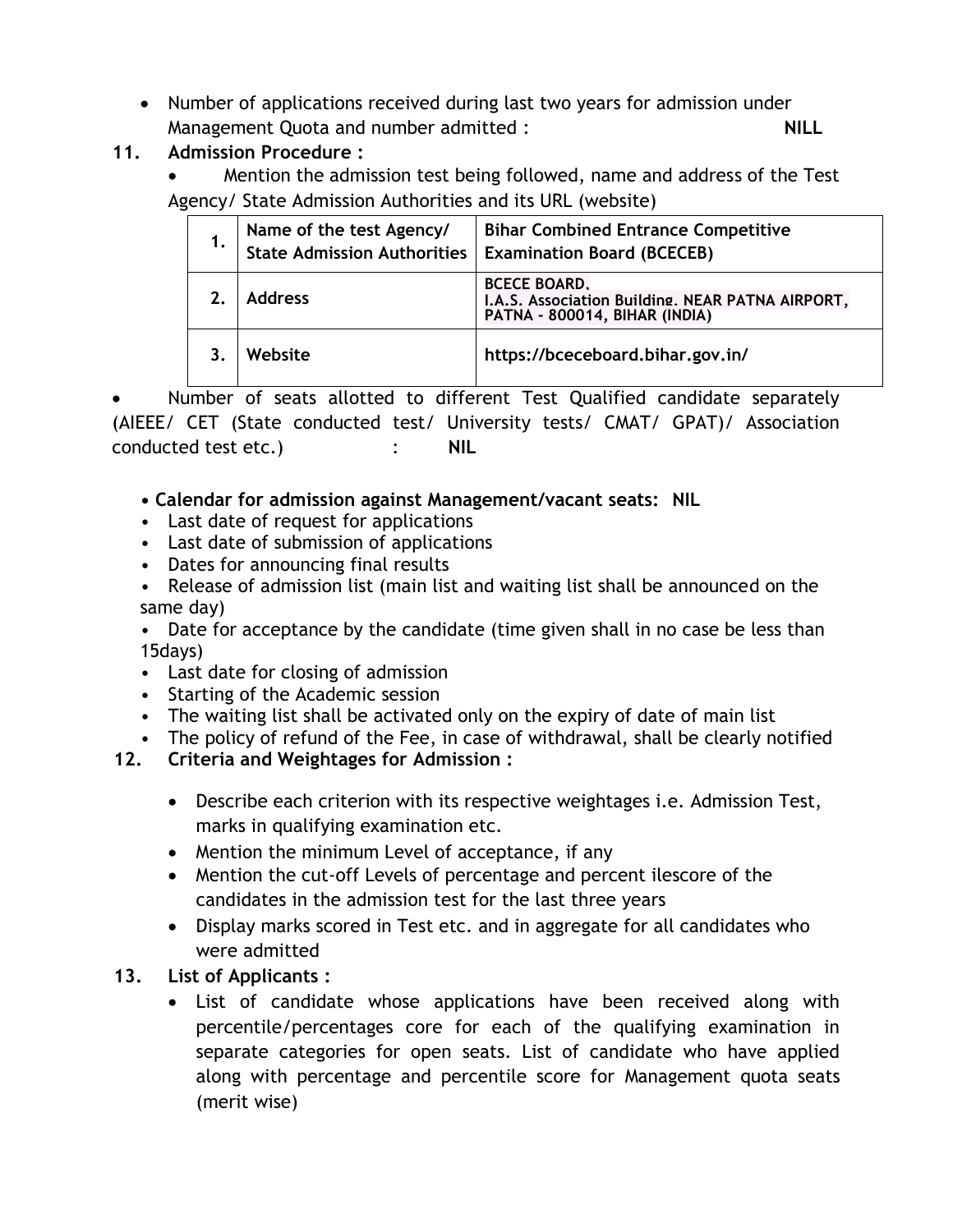- Number of applications received during last two years for admission under Management Quota and number admitted : **NILL**

**11. Admission Procedure :**

- Mention the admission test being followed, name and address of the Test Agency/ State Admission Authorities and its URL (website)

| | | |
|---|---|---|
| **1.** | **Name of the test Agency/ State Admission Authorities** | **Bihar Combined Entrance Competitive Examination Board (BCECEB)** |
| **2.** | **Address** | **BCECE BOARD, I.A.S. Association Building, NEAR PATNA AIRPORT, PATNA - 800014, BIHAR (INDIA)** |
| **3.** | **Website** | **https://bceceboard.bihar.gov.in/** |

- Number of seats allotted to different Test Qualified candidate separately (AIEEE/ CET (State conducted test/ University tests/ CMAT/ GPAT)/ Association conducted test etc.) : **NIL**

- **Calendar for admission against Management/vacant seats: NIL**
- Last date of request for applications
- Last date of submission of applications
- Dates for announcing final results
- Release of admission list (main list and waiting list shall be announced on the same day)
- Date for acceptance by the candidate (time given shall in no case be less than 15days)
- Last date for closing of admission
- Starting of the Academic session
- The waiting list shall be activated only on the expiry of date of main list
- The policy of refund of the Fee, in case of withdrawal, shall be clearly notified

**12. Criteria and Weightages for Admission :**

- Describe each criterion with its respective weightages i.e. Admission Test, marks in qualifying examination etc.
- Mention the minimum Level of acceptance, if any
- Mention the cut-off Levels of percentage and percent ilescore of the candidates in the admission test for the last three years
- Display marks scored in Test etc. and in aggregate for all candidates who were admitted

**13. List of Applicants :**

- List of candidate whose applications have been received along with percentile/percentages core for each of the qualifying examination in separate categories for open seats. List of candidate who have applied along with percentage and percentile score for Management quota seats (merit wise)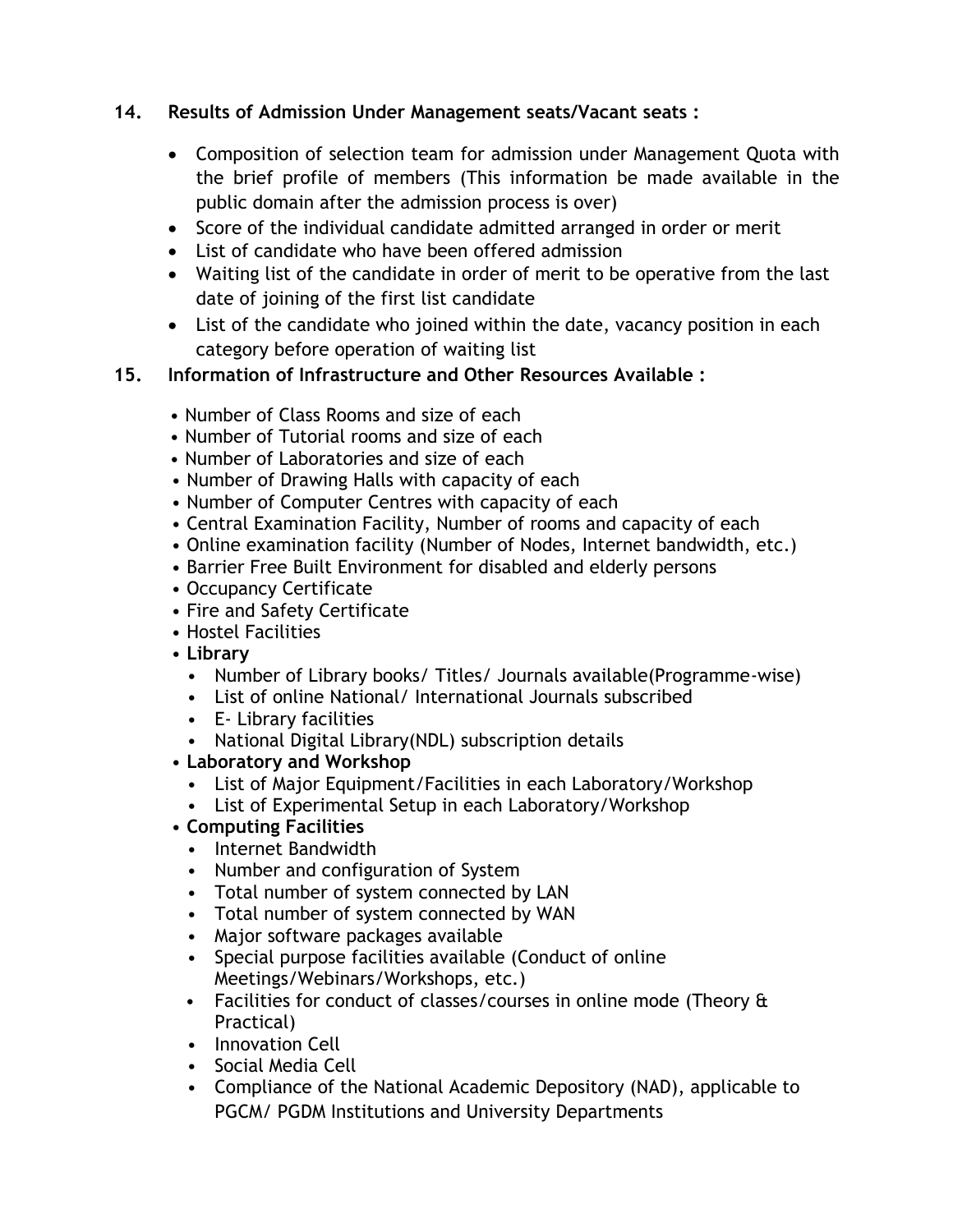**14. Results of Admission Under Management seats/Vacant seats :**

- Composition of selection team for admission under Management Quota with the brief profile of members (This information be made available in the public domain after the admission process is over)
- Score of the individual candidate admitted arranged in order or merit
- List of candidate who have been offered admission
- Waiting list of the candidate in order of merit to be operative from the last date of joining of the first list candidate
- List of the candidate who joined within the date, vacancy position in each category before operation of waiting list

**15. Information of Infrastructure and Other Resources Available :**

- Number of Class Rooms and size of each
- Number of Tutorial rooms and size of each
- Number of Laboratories and size of each
- Number of Drawing Halls with capacity of each
- Number of Computer Centres with capacity of each
- Central Examination Facility, Number of rooms and capacity of each
- Online examination facility (Number of Nodes, Internet bandwidth, etc.)
- Barrier Free Built Environment for disabled and elderly persons
- Occupancy Certificate
- Fire and Safety Certificate
- Hostel Facilities
- **Library**
  - Number of Library books/ Titles/ Journals available(Programme-wise)
  - List of online National/ International Journals subscribed
  - E- Library facilities
  - National Digital Library(NDL) subscription details
- **Laboratory and Workshop**
  - List of Major Equipment/Facilities in each Laboratory/Workshop
  - List of Experimental Setup in each Laboratory/Workshop
- **Computing Facilities**
  - Internet Bandwidth
  - Number and configuration of System
  - Total number of system connected by LAN
  - Total number of system connected by WAN
  - Major software packages available
  - Special purpose facilities available (Conduct of online Meetings/Webinars/Workshops, etc.)
  - Facilities for conduct of classes/courses in online mode (Theory & Practical)
  - Innovation Cell
  - Social Media Cell
  - Compliance of the National Academic Depository (NAD), applicable to PGCM/ PGDM Institutions and University Departments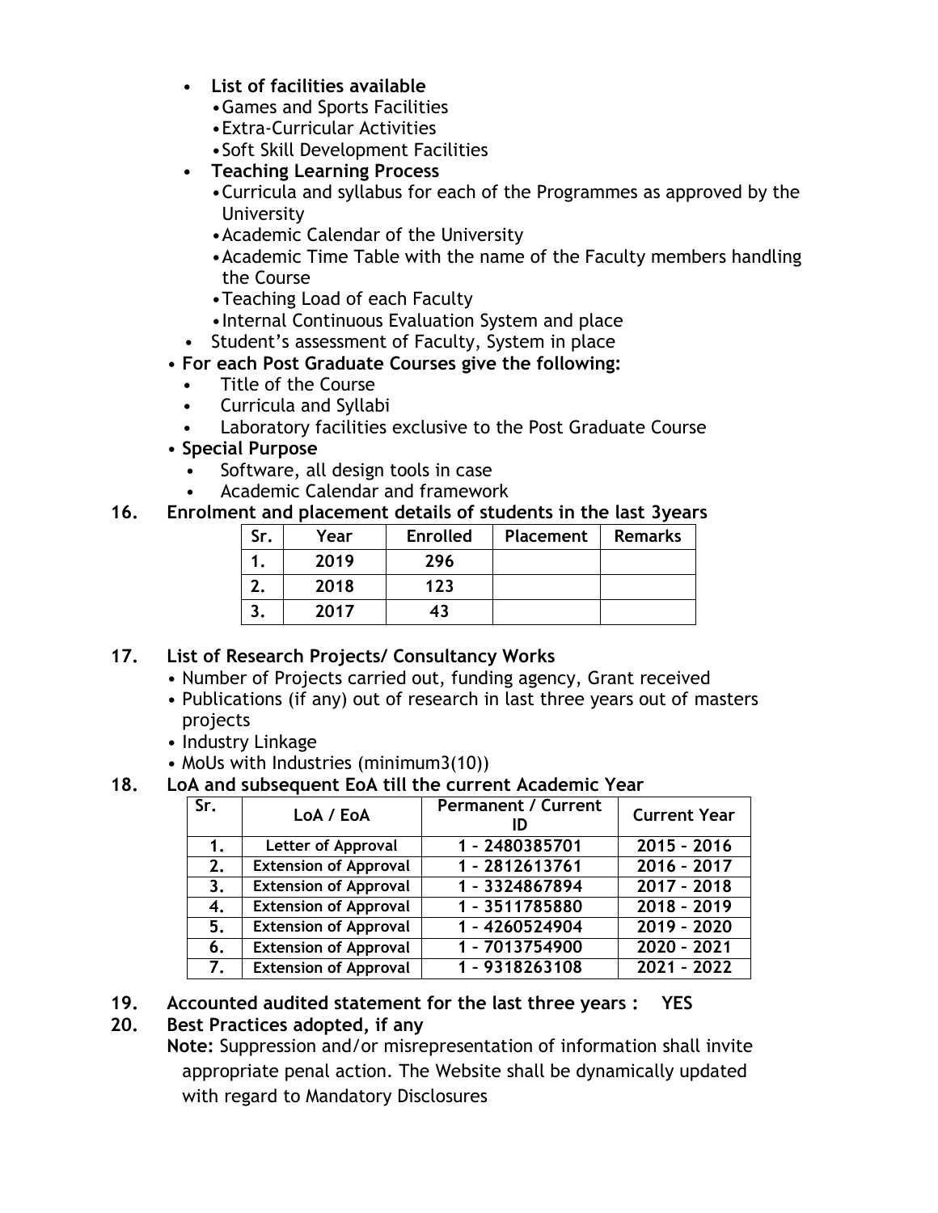- **List of facilities available**
  - Games and Sports Facilities
  - Extra-Curricular Activities
  - Soft Skill Development Facilities
- **Teaching Learning Process**
  - Curricula and syllabus for each of the Programmes as approved by the University
  - Academic Calendar of the University
  - Academic Time Table with the name of the Faculty members handling the Course
  - Teaching Load of each Faculty
  - Internal Continuous Evaluation System and place
- Student's assessment of Faculty, System in place
- **For each Post Graduate Courses give the following:**
  - Title of the Course
  - Curricula and Syllabi
  - Laboratory facilities exclusive to the Post Graduate Course
- **Special Purpose**
  - Software, all design tools in case
  - Academic Calendar and framework

**16. Enrolment and placement details of students in the last 3years**

| Sr. | Year | Enrolled | Placement | Remarks |
|---|---|---|---|---|
| 1. | 2019 | 296 | | |
| 2. | 2018 | 123 | | |
| 3. | 2017 | 43 | | |

**17. List of Research Projects/ Consultancy Works**

- Number of Projects carried out, funding agency, Grant received
- Publications (if any) out of research in last three years out of masters projects
- Industry Linkage
- MoUs with Industries (minimum3(10))

**18. LoA and subsequent EoA till the current Academic Year**

| Sr. | LoA / EoA | Permanent / Current ID | Current Year |
|---|---|---|---|
| 1. | Letter of Approval | 1 - 2480385701 | 2015 - 2016 |
| 2. | Extension of Approval | 1 - 2812613761 | 2016 - 2017 |
| 3. | Extension of Approval | 1 - 3324867894 | 2017 - 2018 |
| 4. | Extension of Approval | 1 - 3511785880 | 2018 - 2019 |
| 5. | Extension of Approval | 1 - 4260524904 | 2019 - 2020 |
| 6. | Extension of Approval | 1 - 7013754900 | 2020 - 2021 |
| 7. | Extension of Approval | 1 - 9318263108 | 2021 - 2022 |

**19. Accounted audited statement for the last three years : YES**

**20. Best Practices adopted, if any**

**Note:** Suppression and/or misrepresentation of information shall invite appropriate penal action. The Website shall be dynamically updated with regard to Mandatory Disclosures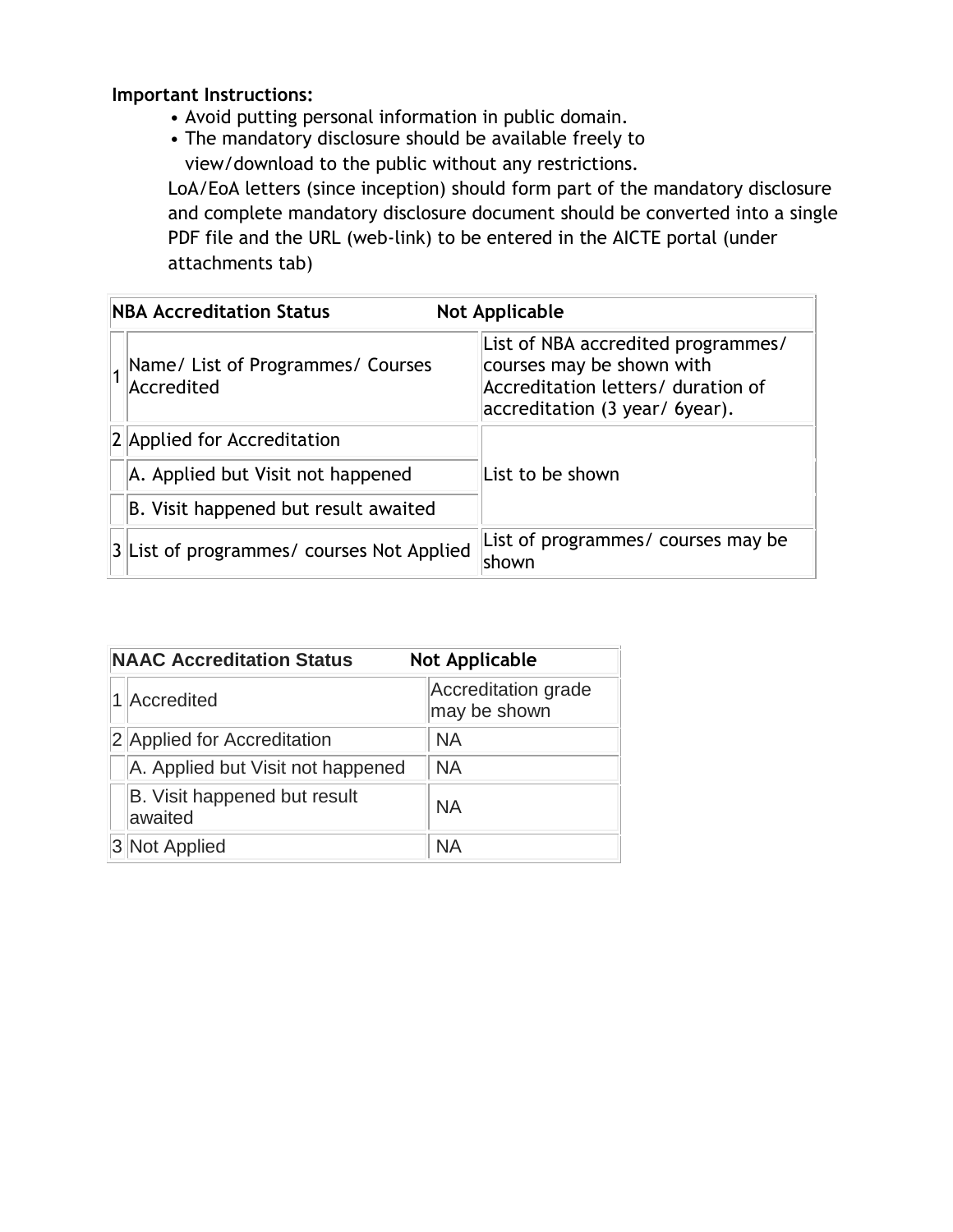**Important Instructions:**

- Avoid putting personal information in public domain.
- The mandatory disclosure should be available freely to view/download to the public without any restrictions.

LoA/EoA letters (since inception) should form part of the mandatory disclosure and complete mandatory disclosure document should be converted into a single PDF file and the URL (web-link) to be entered in the AICTE portal (under attachments tab)

| **NBA Accreditation Status** | | **Not Applicable** |
|---|---|---|
| 1 | Name/ List of Programmes/ Courses Accredited | List of NBA accredited programmes/ courses may be shown with Accreditation letters/ duration of accreditation (3 year/ 6year). |
| 2 | Applied for Accreditation | List to be shown |
| | A. Applied but Visit not happened | |
| | B. Visit happened but result awaited | |
| 3 | List of programmes/ courses Not Applied | List of programmes/ courses may be shown |

| **NAAC Accreditation Status** | | **Not Applicable** |
|---|---|---|
| 1 | Accredited | Accreditation grade may be shown |
| 2 | Applied for Accreditation | NA |
| | A. Applied but Visit not happened | NA |
| | B. Visit happened but result awaited | NA |
| 3 | Not Applied | NA |